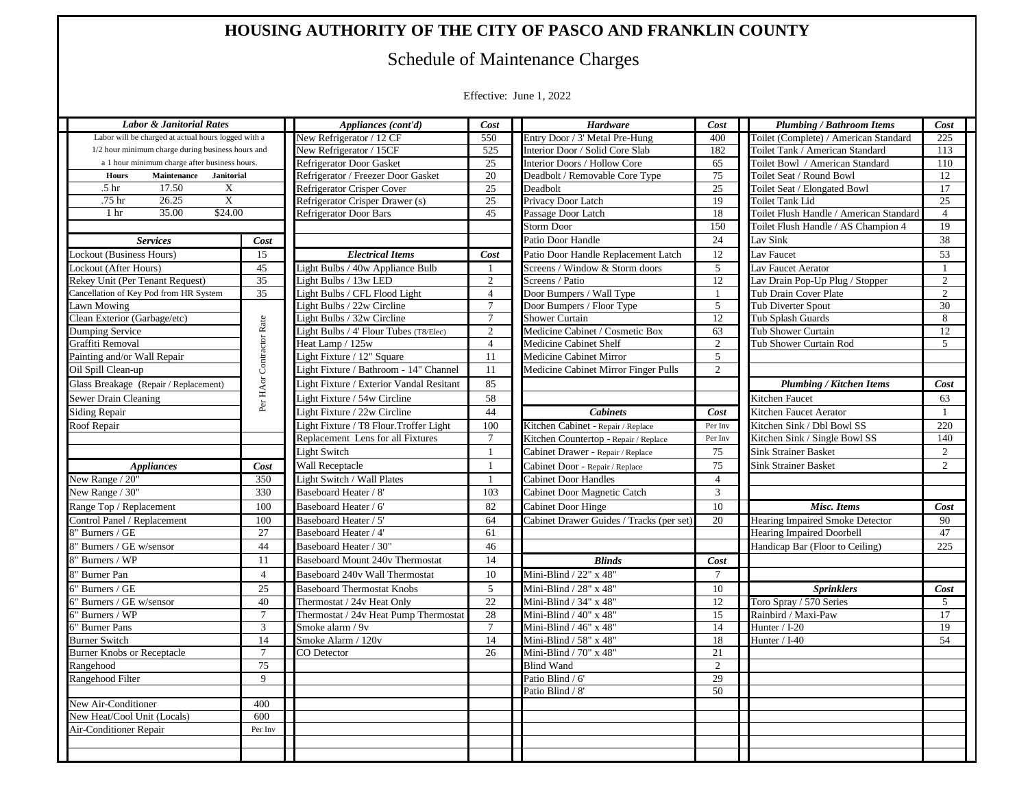# HOUSING AUTHORITY OF THE CITY OF PASCO AND FRANKLIN COUNTY

## Schedule of Maintenance Charges

Effective: June 1, 2022

### Labor & Janitorial Rates

Labor will be charged at actual hours logged with a 1/2 hour minimum charge during business hours and a 1 hour minimum charge after business hours.

| Hours | Maintenance | Janitorial |
|---|---|---|
| .5 hr | 17.50 | X |
| .75 hr | 26.25 | X |
| 1 hr | 35.00 | $24.00 |

### Services

| Services | Cost |
|---|---|
| Lockout (Business Hours) | 15 |
| Lockout (After Hours) | 45 |
| Rekey Unit (Per Tenant Request) | 35 |
| Cancellation of Key Pod from HR System | 35 |
| Lawn Mowing | Per HA or Contractor Rate |
| Clean Exterior (Garbage/etc) | Per HA or Contractor Rate |
| Dumping Service | Per HA or Contractor Rate |
| Graffiti Removal | Per HA or Contractor Rate |
| Painting and/or Wall Repair | Per HA or Contractor Rate |
| Oil Spill Clean-up | Per HA or Contractor Rate |
| Glass Breakage (Repair / Replacement) | Per HA or Contractor Rate |
| Sewer Drain Cleaning | Per HA or Contractor Rate |
| Siding Repair | Per HA or Contractor Rate |
| Roof Repair | Per HA or Contractor Rate |

### Appliances

| Appliances | Cost |
|---|---|
| New Range / 20" | 350 |
| New Range / 30" | 330 |
| Range Top / Replacement | 100 |
| Control Panel / Replacement | 100 |
| 8" Burners / GE | 27 |
| 8" Burners / GE w/sensor | 44 |
| 8" Burners / WP | 11 |
| 8" Burner Pan | 4 |
| 6" Burners / GE | 25 |
| 6" Burners / GE w/sensor | 40 |
| 6" Burners / WP | 7 |
| 6" Burner Pans | 3 |
| Burner Switch | 14 |
| Burner Knobs or Receptacle | 7 |
| Rangehood | 75 |
| Rangehood Filter | 9 |
| New Air-Conditioner | 400 |
| New Heat/Cool Unit (Locals) | 600 |
| Air-Conditioner Repair | Per Inv |

### Appliances (cont'd)

| Appliances (cont'd) | Cost |
|---|---|
| New Refrigerator / 12 CF | 550 |
| New Refrigerator / 15CF | 525 |
| Refrigerator Door Gasket | 25 |
| Refrigerator / Freezer Door Gasket | 20 |
| Refrigerator Crisper Cover | 25 |
| Refrigerator Crisper Drawer (s) | 25 |
| Refrigerator Door Bars | 45 |

### Electrical Items

| Electrical Items | Cost |
|---|---|
| Light Bulbs / 40w Appliance Bulb | 1 |
| Light Bulbs / 13w LED | 2 |
| Light Bulbs / CFL Flood Light | 4 |
| Light Bulbs / 22w Circline | 7 |
| Light Bulbs / 32w Circline | 7 |
| Light Bulbs / 4' Flour Tubes (T8/Elec) | 2 |
| Heat Lamp / 125w | 4 |
| Light Fixture / 12" Square | 11 |
| Light Fixture / Bathroom - 14" Channel | 11 |
| Light Fixture / Exterior Vandal Resitant | 85 |
| Light Fixture / 54w Circline | 58 |
| Light Fixture / 22w Circline | 44 |
| Light Fixture / T8 Flour.Troffer Light | 100 |
| Replacement Lens for all Fixtures | 7 |
| Light Switch | 1 |
| Wall Receptacle | 1 |
| Light Switch / Wall Plates | 1 |
| Baseboard Heater / 8' | 103 |
| Baseboard Heater / 6' | 82 |
| Baseboard Heater / 5' | 64 |
| Baseboard Heater / 4' | 61 |
| Baseboard Heater / 30" | 46 |
| Baseboard Mount 240v Thermostat | 14 |
| Baseboard 240v Wall Thermostat | 10 |
| Baseboard Thermostat Knobs | 5 |
| Thermostat / 24v Heat Only | 22 |
| Thermostat / 24v Heat Pump Thermostat | 28 |
| Smoke alarm / 9v | 7 |
| Smoke Alarm / 120v | 14 |
| CO Detector | 26 |

### Hardware

| Hardware | Cost |
|---|---|
| Entry Door / 3' Metal Pre-Hung | 400 |
| Interior Door / Solid Core Slab | 182 |
| Interior Doors / Hollow Core | 65 |
| Deadbolt / Removable Core Type | 75 |
| Deadbolt | 25 |
| Privacy Door Latch | 19 |
| Passage Door Latch | 18 |
| Storm Door | 150 |
| Patio Door Handle | 24 |
| Patio Door Handle Replacement Latch | 12 |
| Screens / Window & Storm doors | 5 |
| Screens / Patio | 12 |
| Door Bumpers / Wall Type | 1 |
| Door Bumpers / Floor Type | 5 |
| Shower Curtain | 12 |
| Medicine Cabinet / Cosmetic Box | 63 |
| Medicine Cabinet Shelf | 2 |
| Medicine Cabinet Mirror | 5 |
| Medicine Cabinet Mirror Finger Pulls | 2 |

### Cabinets

| Cabinets | Cost |
|---|---|
| Kitchen Cabinet - Repair / Replace | Per Inv |
| Kitchen Countertop - Repair / Replace | Per Inv |
| Cabinet Drawer - Repair / Replace | 75 |
| Cabinet Door - Repair / Replace | 75 |
| Cabinet Door Handles | 4 |
| Cabinet Door Magnetic Catch | 3 |
| Cabinet Door Hinge | 10 |
| Cabinet Drawer Guides / Tracks (per set) | 20 |

### Blinds

| Blinds | Cost |
|---|---|
| Mini-Blind / 22" x 48" | 7 |
| Mini-Blind / 28" x 48" | 10 |
| Mini-Blind / 34" x 48" | 12 |
| Mini-Blind / 40" x 48" | 15 |
| Mini-Blind / 46" x 48" | 14 |
| Mini-Blind / 58" x 48" | 18 |
| Mini-Blind / 70" x 48" | 21 |
| Blind Wand | 2 |
| Patio Blind / 6' | 29 |
| Patio Blind / 8' | 50 |

### Plumbing / Bathroom Items

| Plumbing / Bathroom Items | Cost |
|---|---|
| Toilet (Complete) / American Standard | 225 |
| Toilet Tank / American Standard | 113 |
| Toilet Bowl / American Standard | 110 |
| Toilet Seat / Round Bowl | 12 |
| Toilet Seat / Elongated Bowl | 17 |
| Toilet Tank Lid | 25 |
| Toilet Flush Handle / American Standard | 4 |
| Toilet Flush Handle / AS Champion 4 | 19 |
| Lav Sink | 38 |
| Lav Faucet | 53 |
| Lav Faucet Aerator | 1 |
| Lav Drain Pop-Up Plug / Stopper | 2 |
| Tub Drain Cover Plate | 2 |
| Tub Diverter Spout | 30 |
| Tub Splash Guards | 8 |
| Tub Shower Curtain | 12 |
| Tub Shower Curtain Rod | 5 |

### Plumbing / Kitchen Items

| Plumbing / Kitchen Items | Cost |
|---|---|
| Kitchen Faucet | 63 |
| Kitchen Faucet Aerator | 1 |
| Kitchen Sink / Dbl Bowl SS | 220 |
| Kitchen Sink / Single Bowl SS | 140 |
| Sink Strainer Basket | 2 |
| Sink Strainer Basket | 2 |

### Misc. Items

| Misc. Items | Cost |
|---|---|
| Hearing Impaired Smoke Detector | 90 |
| Hearing Impaired Doorbell | 47 |
| Handicap Bar (Floor to Ceiling) | 225 |

### Sprinklers

| Sprinklers | Cost |
|---|---|
| Toro Spray / 570 Series | 5 |
| Rainbird / Maxi-Paw | 17 |
| Hunter / I-20 | 19 |
| Hunter / I-40 | 54 |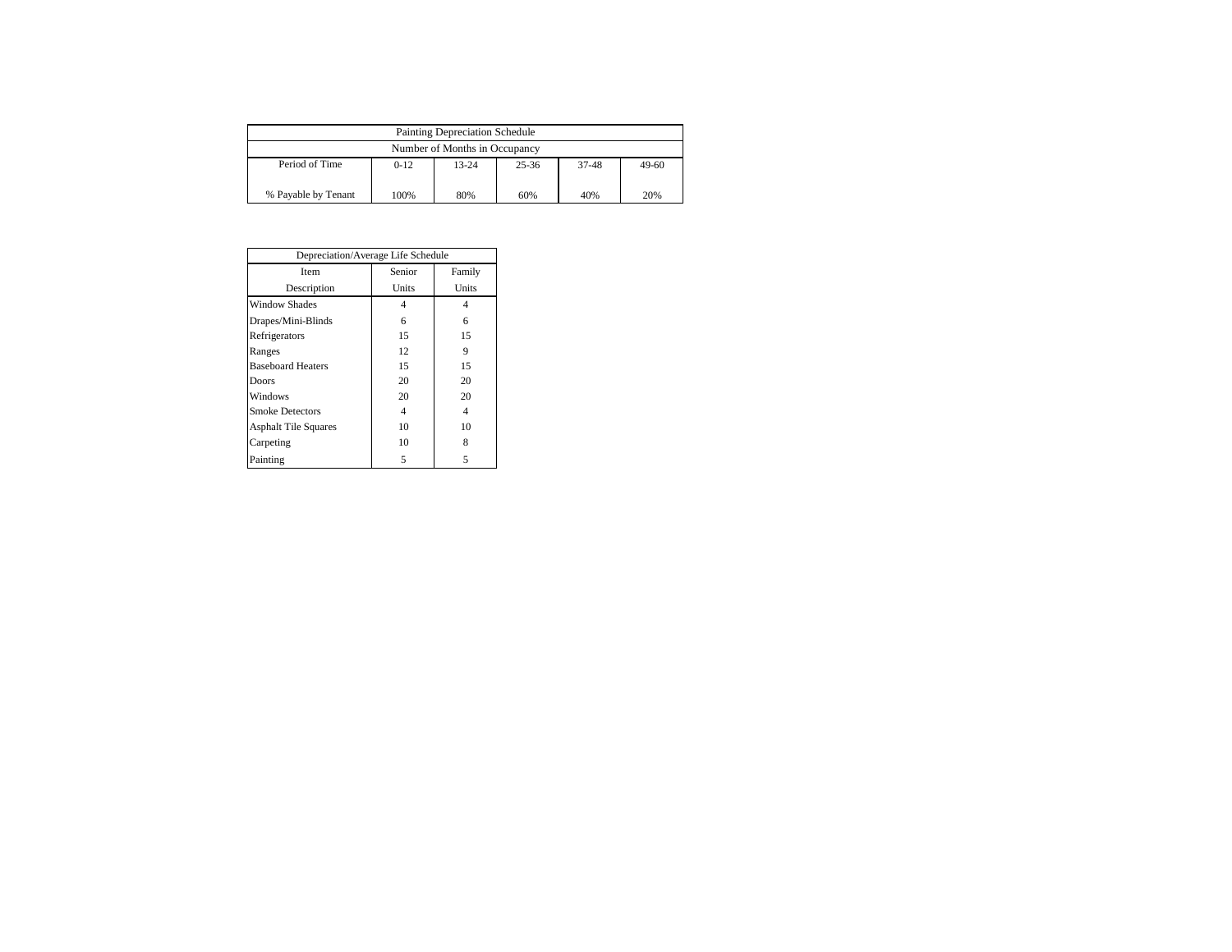| Painting Depreciation Schedule | | | | | |
|---|---|---|---|---|---|
| Number of Months in Occupancy | | | | | |
| Period of Time | 0-12 | 13-24 | 25-36 | 37-48 | 49-60 |
| % Payable by Tenant | 100% | 80% | 60% | 40% | 20% |

| Depreciation/Average Life Schedule | | |
|---|---|---|
| Item Description | Senior Units | Family Units |
| Window Shades | 4 | 4 |
| Drapes/Mini-Blinds | 6 | 6 |
| Refrigerators | 15 | 15 |
| Ranges | 12 | 9 |
| Baseboard Heaters | 15 | 15 |
| Doors | 20 | 20 |
| Windows | 20 | 20 |
| Smoke Detectors | 4 | 4 |
| Asphalt Tile Squares | 10 | 10 |
| Carpeting | 10 | 8 |
| Painting | 5 | 5 |